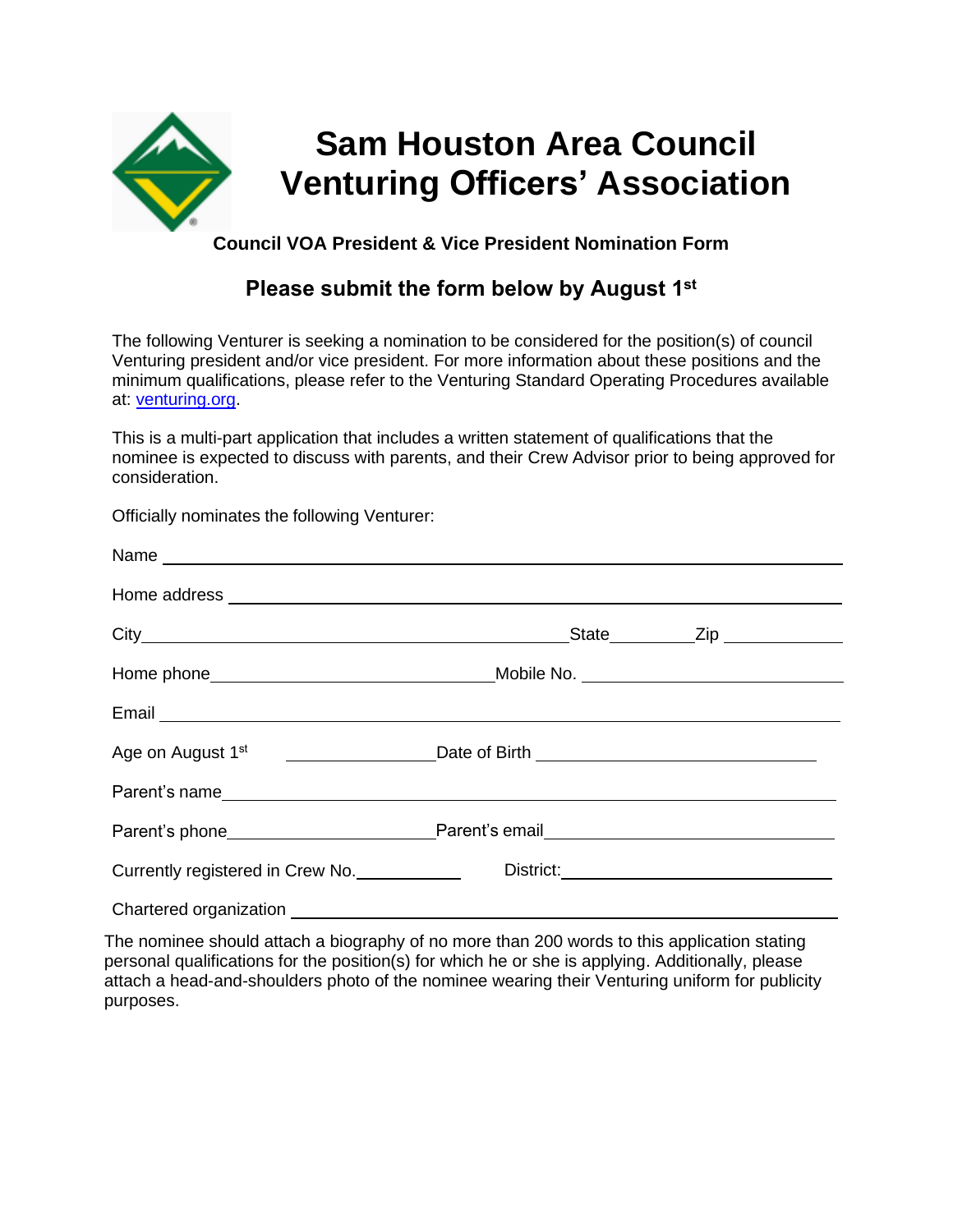# Sam Houston Area Council Venturing Officers' Association

### Council VOA President & Vice President Nomination Form

## Please submit the form below by August 1st

The following Venturer is seeking a nomination to be considered for the position(s) of council Venturing president and/or vice president. For more information about these positions and the minimum qualifications, please refer to the Venturing Standard Operating Procedures available at: [venturing.org](venturing.org).

This is a multi-part application that includes a written statement of qualifications that the nominee is expected to discuss with parents, and their Crew Advisor prior to being approved for consideration.

Officially nominates the following Venturer:

Name ______________________________

Home address ______________________________

City ______________________ State ________ Zip ____________

Home phone ______________________ Mobile No. ______________________

Email ______________________________

Age on August 1st ______________ Date of Birth ______________________

Parent's name ______________________________

Parent's phone ______________________ Parent's email ______________________

Currently registered in Crew No. __________ District: ______________________

Chartered organization ______________________________

The nominee should attach a biography of no more than 200 words to this application stating personal qualifications for the position(s) for which he or she is applying. Additionally, please attach a head-and-shoulders photo of the nominee wearing their Venturing uniform for publicity purposes.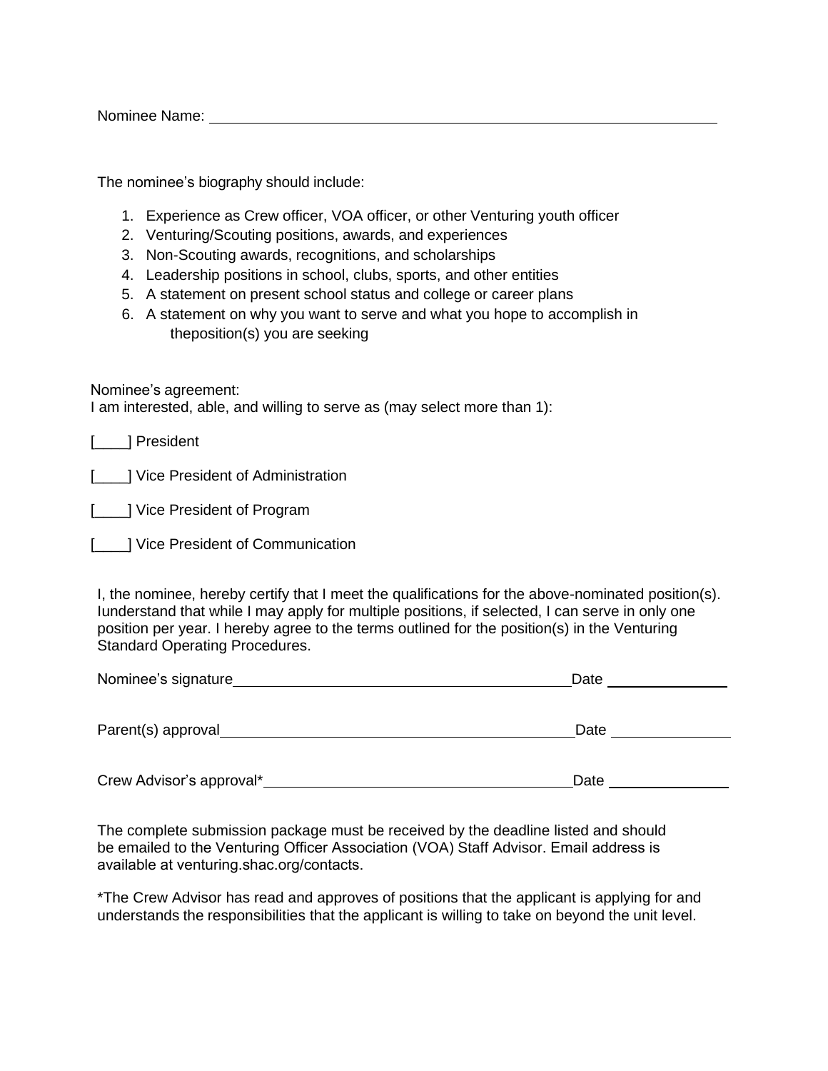Nominee Name: ____________________________________________________________

The nominee's biography should include:

1. Experience as Crew officer, VOA officer, or other Venturing youth officer
2. Venturing/Scouting positions, awards, and experiences
3. Non-Scouting awards, recognitions, and scholarships
4. Leadership positions in school, clubs, sports, and other entities
5. A statement on present school status and college or career plans
6. A statement on why you want to serve and what you hope to accomplish in theposition(s) you are seeking

Nominee's agreement:
I am interested, able, and willing to serve as (may select more than 1):

[____] President

[____] Vice President of Administration

[____] Vice President of Program

[____] Vice President of Communication

I, the nominee, hereby certify that I meet the qualifications for the above-nominated position(s). Iunderstand that while I may apply for multiple positions, if selected, I can serve in only one position per year. I hereby agree to the terms outlined for the position(s) in the Venturing Standard Operating Procedures.

Nominee's signature________________________________________Date ______________

Parent(s) approval___________________________________________Date ______________

Crew Advisor's approval*____________________________________Date ______________

The complete submission package must be received by the deadline listed and should be emailed to the Venturing Officer Association (VOA) Staff Advisor. Email address is available at venturing.shac.org/contacts.

*The Crew Advisor has read and approves of positions that the applicant is applying for and understands the responsibilities that the applicant is willing to take on beyond the unit level.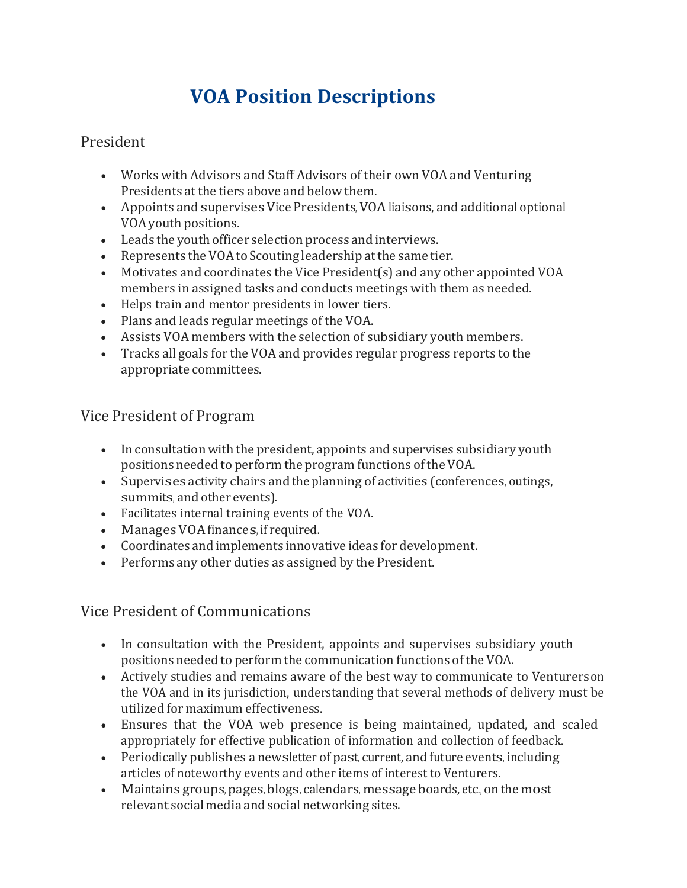# VOA Position Descriptions

## President

- Works with Advisors and Staff Advisors of their own VOA and Venturing Presidents at the tiers above and below them.
- Appoints and supervises Vice Presidents, VOA liaisons, and additional optional VOA youth positions.
- Leads the youth officer selection process and interviews.
- Represents the VOA to Scouting leadership at the same tier.
- Motivates and coordinates the Vice President(s) and any other appointed VOA members in assigned tasks and conducts meetings with them as needed.
- Helps train and mentor presidents in lower tiers.
- Plans and leads regular meetings of the VOA.
- Assists VOA members with the selection of subsidiary youth members.
- Tracks all goals for the VOA and provides regular progress reports to the appropriate committees.

## Vice President of Program

- In consultation with the president, appoints and supervises subsidiary youth positions needed to perform the program functions of the VOA.
- Supervises activity chairs and the planning of activities (conferences, outings, summits, and other events).
- Facilitates internal training events of the VOA.
- Manages VOA finances, if required.
- Coordinates and implements innovative ideas for development.
- Performs any other duties as assigned by the President.

## Vice President of Communications

- In consultation with the President, appoints and supervises subsidiary youth positions needed to perform the communication functions of the VOA.
- Actively studies and remains aware of the best way to communicate to Venturers on the VOA and in its jurisdiction, understanding that several methods of delivery must be utilized for maximum effectiveness.
- Ensures that the VOA web presence is being maintained, updated, and scaled appropriately for effective publication of information and collection of feedback.
- Periodically publishes a newsletter of past, current, and future events, including articles of noteworthy events and other items of interest to Venturers.
- Maintains groups, pages, blogs, calendars, message boards, etc., on the most relevant social media and social networking sites.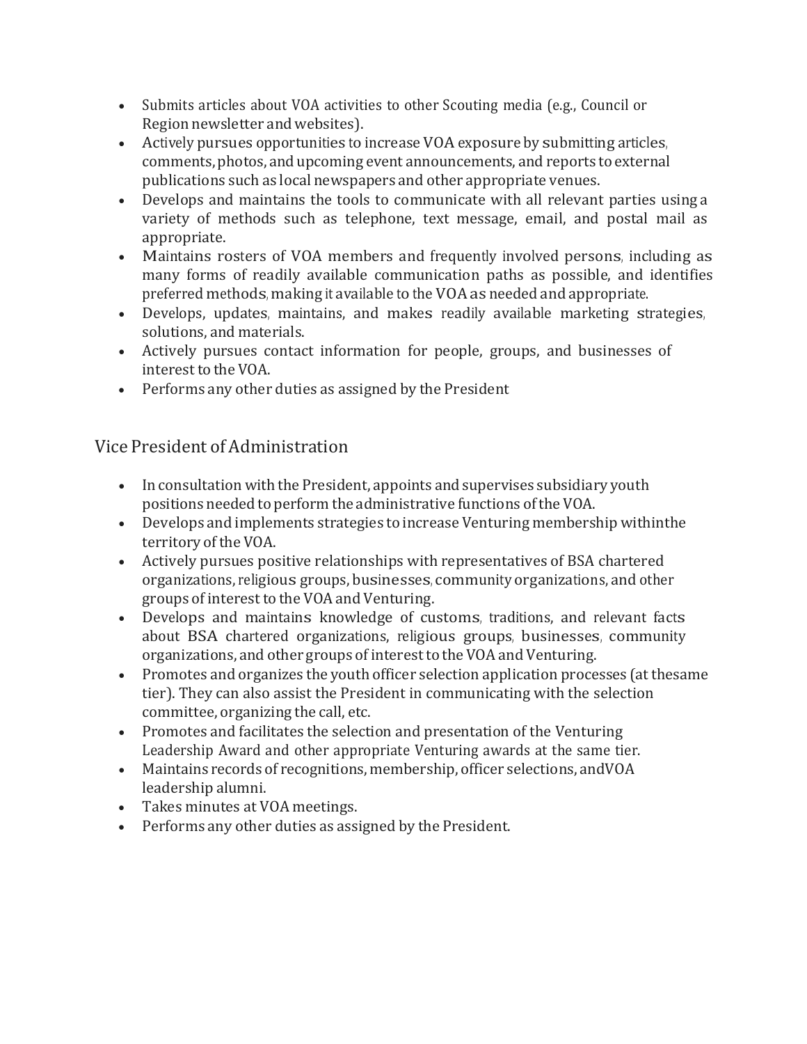- Submits articles about VOA activities to other Scouting media (e.g., Council or Region newsletter and websites).
- Actively pursues opportunities to increase VOA exposure by submitting articles, comments, photos, and upcoming event announcements, and reports to external publications such as local newspapers and other appropriate venues.
- Develops and maintains the tools to communicate with all relevant parties using a variety of methods such as telephone, text message, email, and postal mail as appropriate.
- Maintains rosters of VOA members and frequently involved persons, including as many forms of readily available communication paths as possible, and identifies preferred methods, making it available to the VOA as needed and appropriate.
- Develops, updates, maintains, and makes readily available marketing strategies, solutions, and materials.
- Actively pursues contact information for people, groups, and businesses of interest to the VOA.
- Performs any other duties as assigned by the President

## Vice President of Administration

- In consultation with the President, appoints and supervises subsidiary youth positions needed to perform the administrative functions of the VOA.
- Develops and implements strategies to increase Venturing membership withinthe territory of the VOA.
- Actively pursues positive relationships with representatives of BSA chartered organizations, religious groups, businesses, community organizations, and other groups of interest to the VOA and Venturing.
- Develops and maintains knowledge of customs, traditions, and relevant facts about BSA chartered organizations, religious groups, businesses, community organizations, and other groups of interest to the VOA and Venturing.
- Promotes and organizes the youth officer selection application processes (at thesame tier). They can also assist the President in communicating with the selection committee, organizing the call, etc.
- Promotes and facilitates the selection and presentation of the Venturing Leadership Award and other appropriate Venturing awards at the same tier.
- Maintains records of recognitions, membership, officer selections, andVOA leadership alumni.
- Takes minutes at VOA meetings.
- Performs any other duties as assigned by the President.